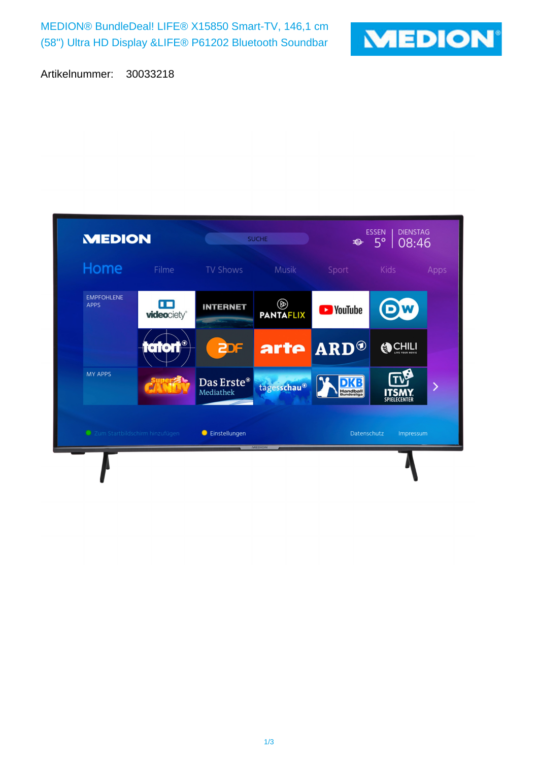MEDION® BundleDeal! LIFE® X15850 Smart-TV, 146,1 cm (58") Ultra HD Display &LIFE® P61202 Bluetooth Soundbar

Artikelnummer: 30033218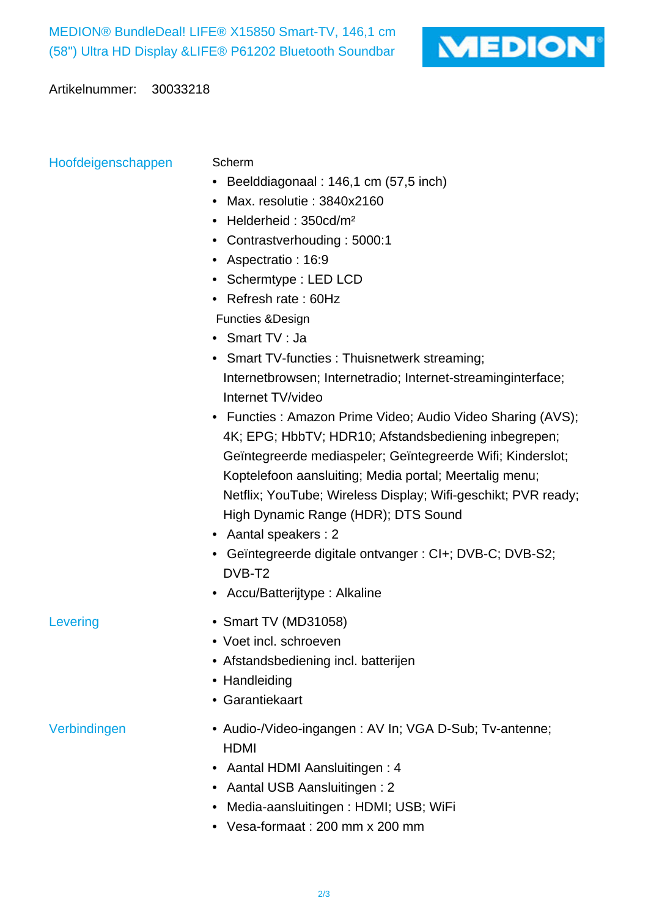MEDION® BundleDeal! LIFE® X15850 Smart-TV, 146,1 cm (58") Ultra HD Display &LIFE® P61202 Bluetooth Soundbar

MEDION®

Artikelnummer: 30033218

## Hoofdeigenschappen

Scherm

- Beelddiagonaal : 146,1 cm (57,5 inch)
- Max. resolutie : 3840x2160
- Helderheid : 350cd/m²
- Contrastverhouding : 5000:1
- Aspectratio : 16:9
- Schermtype : LED LCD
- Refresh rate : 60Hz

Functies &Design

- Smart TV : Ja
- Smart TV-functies : Thuisnetwerk streaming; Internetbrowsen; Internetradio; Internet-streaminginterface; Internet TV/video
- Functies : Amazon Prime Video; Audio Video Sharing (AVS); 4K; EPG; HbbTV; HDR10; Afstandsbediening inbegrepen; Geïntegreerde mediaspeler; Geïntegreerde Wifi; Kinderslot; Koptelefoon aansluiting; Media portal; Meertalig menu; Netflix; YouTube; Wireless Display; Wifi-geschikt; PVR ready; High Dynamic Range (HDR); DTS Sound
- Aantal speakers : 2
- Geïntegreerde digitale ontvanger : CI+; DVB-C; DVB-S2; DVB-T2
- Accu/Batterijtype : Alkaline

## Levering

- Smart TV (MD31058)
- Voet incl. schroeven
- Afstandsbediening incl. batterijen
- Handleiding
- Garantiekaart

## Verbindingen

- Audio-/Video-ingangen : AV In; VGA D-Sub; Tv-antenne; HDMI
- Aantal HDMI Aansluitingen : 4
- Aantal USB Aansluitingen : 2
- Media-aansluitingen : HDMI; USB; WiFi
- Vesa-formaat : 200 mm x 200 mm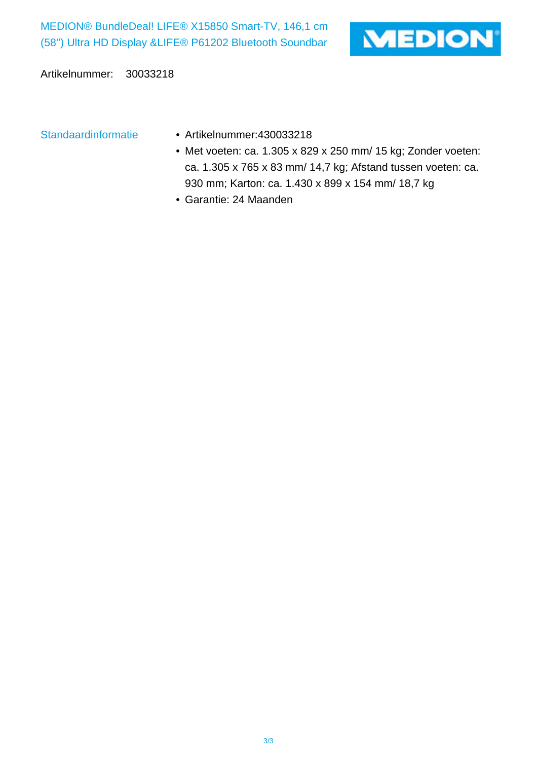MEDION® BundleDeal! LIFE® X15850 Smart-TV, 146,1 cm (58") Ultra HD Display &LIFE® P61202 Bluetooth Soundbar

Artikelnummer: 30033218

Standaardinformatie

- Artikelnummer:430033218
- Met voeten: ca. 1.305 x 829 x 250 mm/ 15 kg; Zonder voeten: ca. 1.305 x 765 x 83 mm/ 14,7 kg; Afstand tussen voeten: ca. 930 mm; Karton: ca. 1.430 x 899 x 154 mm/ 18,7 kg
- Garantie: 24 Maanden